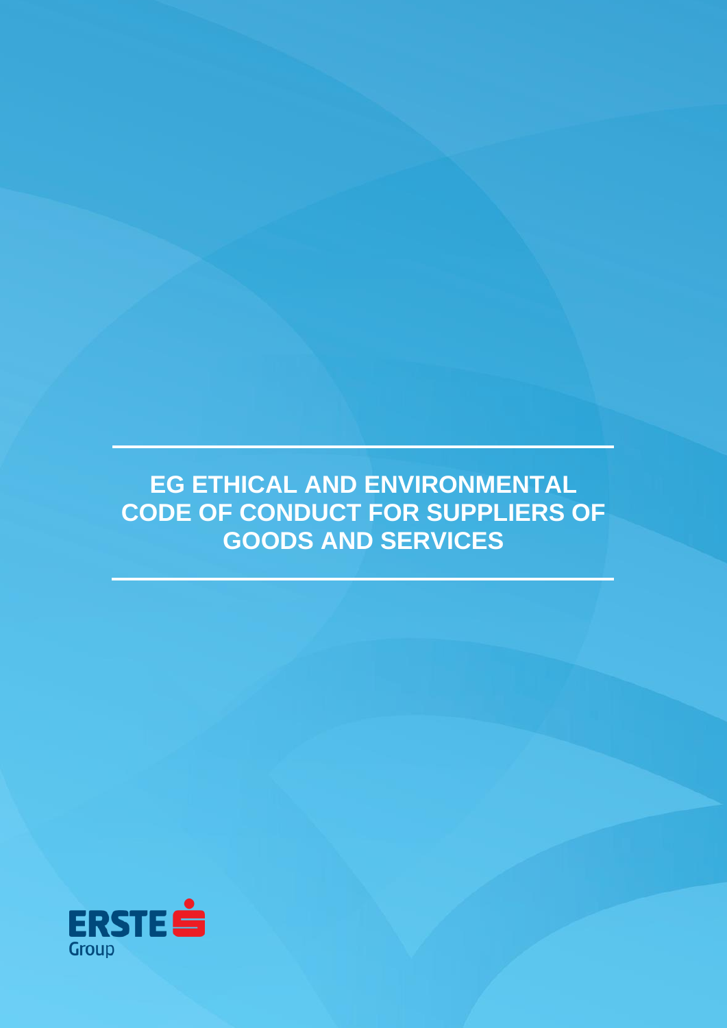# EG ETHICAL AND ENVIRONMENTAL CODE OF CONDUCT FOR SUPPLIERS OF GOODS AND SERVICES

ERSTE Group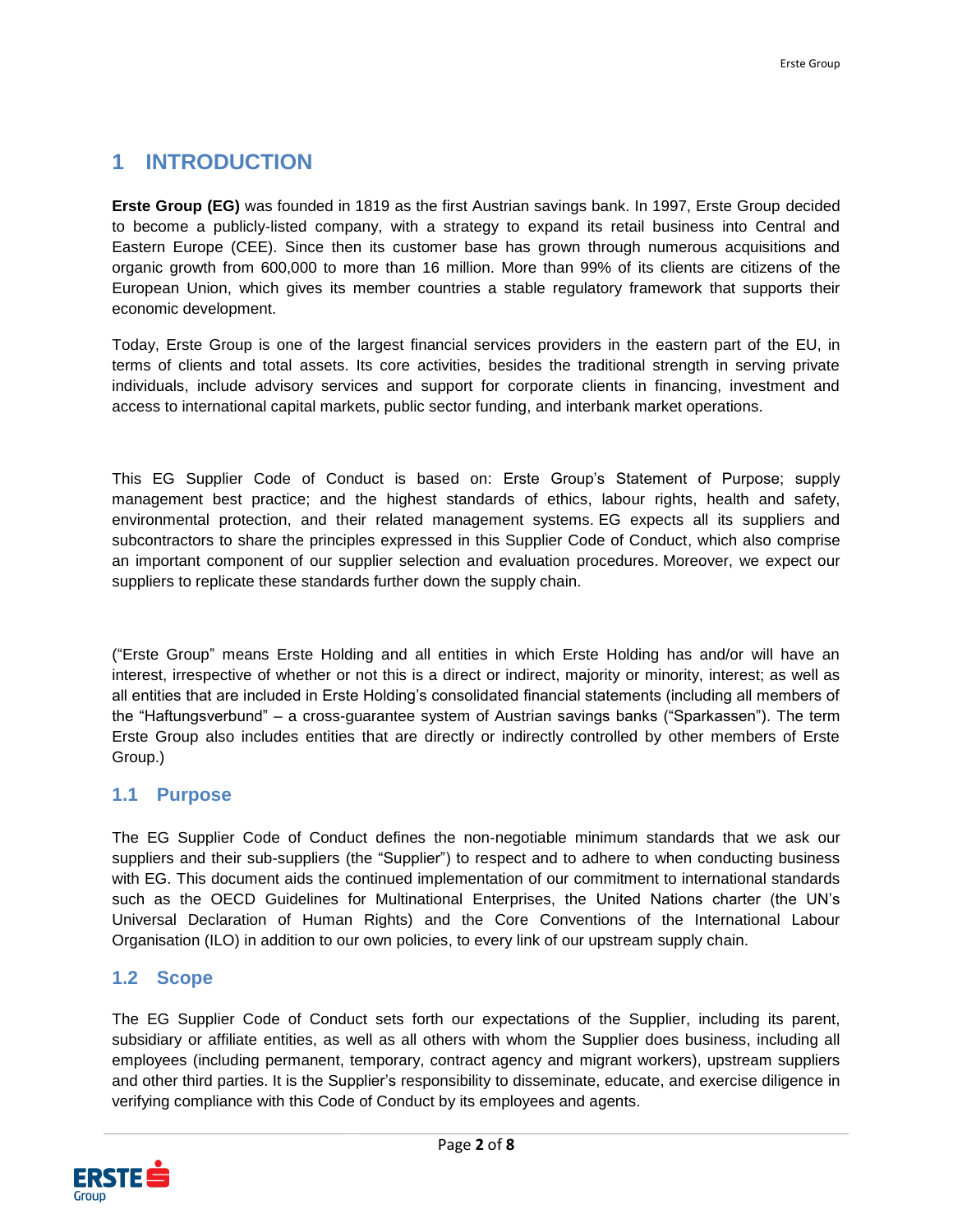# 1 INTRODUCTION

**Erste Group (EG)** was founded in 1819 as the first Austrian savings bank. In 1997, Erste Group decided to become a publicly-listed company, with a strategy to expand its retail business into Central and Eastern Europe (CEE). Since then its customer base has grown through numerous acquisitions and organic growth from 600,000 to more than 16 million. More than 99% of its clients are citizens of the European Union, which gives its member countries a stable regulatory framework that supports their economic development.

Today, Erste Group is one of the largest financial services providers in the eastern part of the EU, in terms of clients and total assets. Its core activities, besides the traditional strength in serving private individuals, include advisory services and support for corporate clients in financing, investment and access to international capital markets, public sector funding, and interbank market operations.

This EG Supplier Code of Conduct is based on: Erste Group's Statement of Purpose; supply management best practice; and the highest standards of ethics, labour rights, health and safety, environmental protection, and their related management systems. EG expects all its suppliers and subcontractors to share the principles expressed in this Supplier Code of Conduct, which also comprise an important component of our supplier selection and evaluation procedures. Moreover, we expect our suppliers to replicate these standards further down the supply chain.

("Erste Group" means Erste Holding and all entities in which Erste Holding has and/or will have an interest, irrespective of whether or not this is a direct or indirect, majority or minority, interest; as well as all entities that are included in Erste Holding's consolidated financial statements (including all members of the "Haftungsverbund" – a cross-guarantee system of Austrian savings banks ("Sparkassen"). The term Erste Group also includes entities that are directly or indirectly controlled by other members of Erste Group.)

## 1.1 Purpose

The EG Supplier Code of Conduct defines the non-negotiable minimum standards that we ask our suppliers and their sub-suppliers (the "Supplier") to respect and to adhere to when conducting business with EG. This document aids the continued implementation of our commitment to international standards such as the OECD Guidelines for Multinational Enterprises, the United Nations charter (the UN's Universal Declaration of Human Rights) and the Core Conventions of the International Labour Organisation (ILO) in addition to our own policies, to every link of our upstream supply chain.

## 1.2 Scope

The EG Supplier Code of Conduct sets forth our expectations of the Supplier, including its parent, subsidiary or affiliate entities, as well as all others with whom the Supplier does business, including all employees (including permanent, temporary, contract agency and migrant workers), upstream suppliers and other third parties. It is the Supplier's responsibility to disseminate, educate, and exercise diligence in verifying compliance with this Code of Conduct by its employees and agents.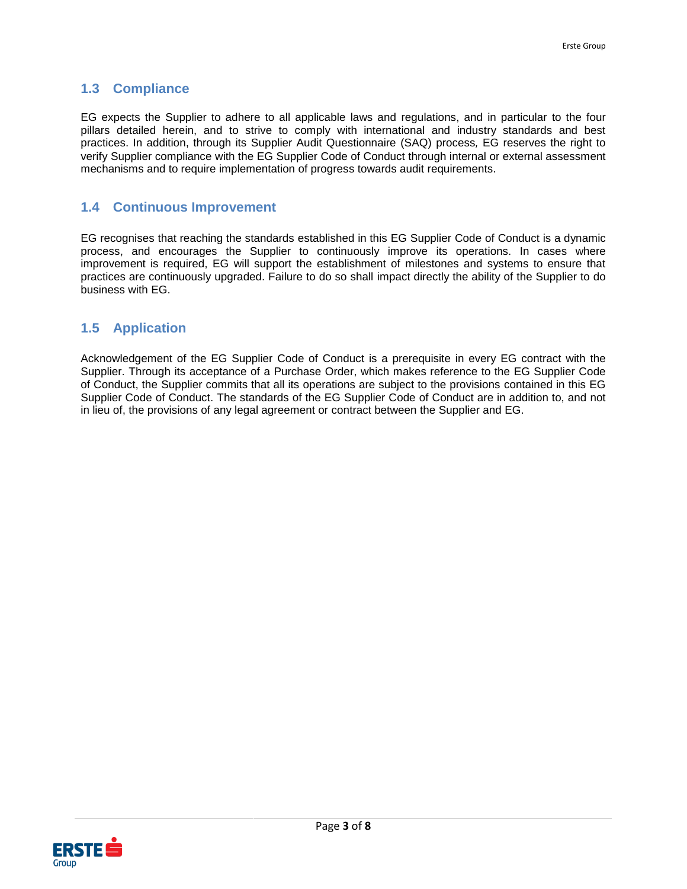## 1.3 Compliance

EG expects the Supplier to adhere to all applicable laws and regulations, and in particular to the four pillars detailed herein, and to strive to comply with international and industry standards and best practices. In addition, through its Supplier Audit Questionnaire (SAQ) process, EG reserves the right to verify Supplier compliance with the EG Supplier Code of Conduct through internal or external assessment mechanisms and to require implementation of progress towards audit requirements.

## 1.4 Continuous Improvement

EG recognises that reaching the standards established in this EG Supplier Code of Conduct is a dynamic process, and encourages the Supplier to continuously improve its operations. In cases where improvement is required, EG will support the establishment of milestones and systems to ensure that practices are continuously upgraded. Failure to do so shall impact directly the ability of the Supplier to do business with EG.

## 1.5 Application

Acknowledgement of the EG Supplier Code of Conduct is a prerequisite in every EG contract with the Supplier. Through its acceptance of a Purchase Order, which makes reference to the EG Supplier Code of Conduct, the Supplier commits that all its operations are subject to the provisions contained in this EG Supplier Code of Conduct. The standards of the EG Supplier Code of Conduct are in addition to, and not in lieu of, the provisions of any legal agreement or contract between the Supplier and EG.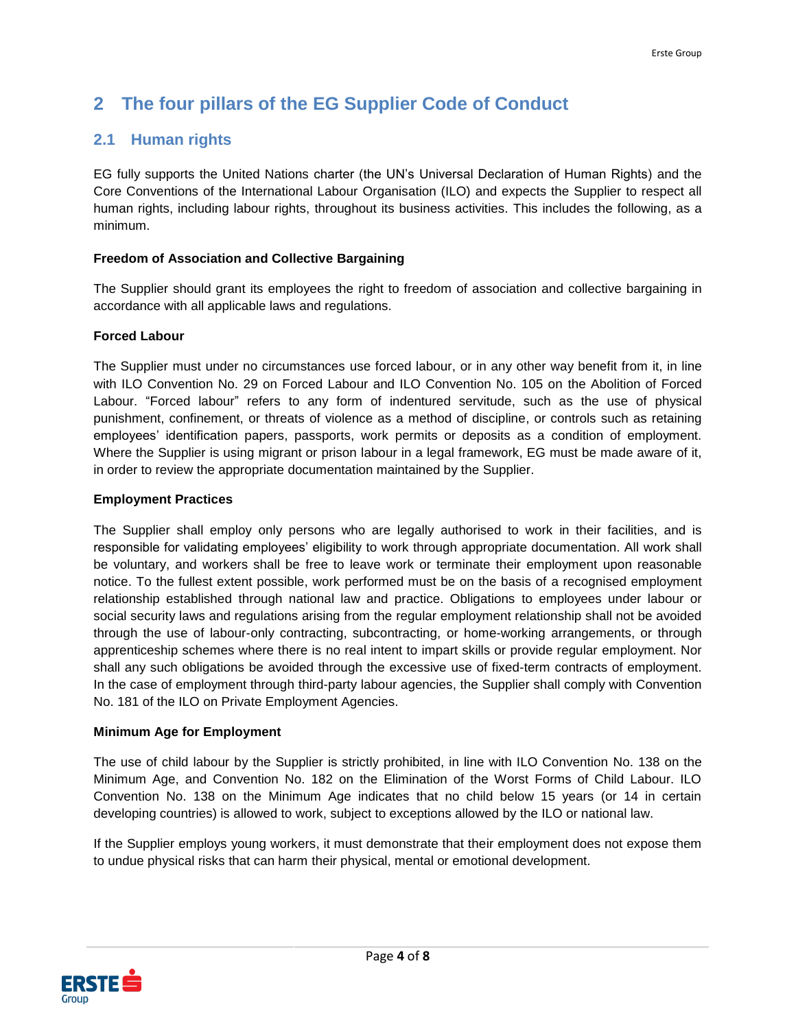# 2 The four pillars of the EG Supplier Code of Conduct

## 2.1 Human rights

EG fully supports the United Nations charter (the UN's Universal Declaration of Human Rights) and the Core Conventions of the International Labour Organisation (ILO) and expects the Supplier to respect all human rights, including labour rights, throughout its business activities. This includes the following, as a minimum.

**Freedom of Association and Collective Bargaining**

The Supplier should grant its employees the right to freedom of association and collective bargaining in accordance with all applicable laws and regulations.

**Forced Labour**

The Supplier must under no circumstances use forced labour, or in any other way benefit from it, in line with ILO Convention No. 29 on Forced Labour and ILO Convention No. 105 on the Abolition of Forced Labour. "Forced labour" refers to any form of indentured servitude, such as the use of physical punishment, confinement, or threats of violence as a method of discipline, or controls such as retaining employees' identification papers, passports, work permits or deposits as a condition of employment. Where the Supplier is using migrant or prison labour in a legal framework, EG must be made aware of it, in order to review the appropriate documentation maintained by the Supplier.

**Employment Practices**

The Supplier shall employ only persons who are legally authorised to work in their facilities, and is responsible for validating employees' eligibility to work through appropriate documentation. All work shall be voluntary, and workers shall be free to leave work or terminate their employment upon reasonable notice. To the fullest extent possible, work performed must be on the basis of a recognised employment relationship established through national law and practice. Obligations to employees under labour or social security laws and regulations arising from the regular employment relationship shall not be avoided through the use of labour-only contracting, subcontracting, or home-working arrangements, or through apprenticeship schemes where there is no real intent to impart skills or provide regular employment. Nor shall any such obligations be avoided through the excessive use of fixed-term contracts of employment. In the case of employment through third-party labour agencies, the Supplier shall comply with Convention No. 181 of the ILO on Private Employment Agencies.

**Minimum Age for Employment**

The use of child labour by the Supplier is strictly prohibited, in line with ILO Convention No. 138 on the Minimum Age, and Convention No. 182 on the Elimination of the Worst Forms of Child Labour. ILO Convention No. 138 on the Minimum Age indicates that no child below 15 years (or 14 in certain developing countries) is allowed to work, subject to exceptions allowed by the ILO or national law.

If the Supplier employs young workers, it must demonstrate that their employment does not expose them to undue physical risks that can harm their physical, mental or emotional development.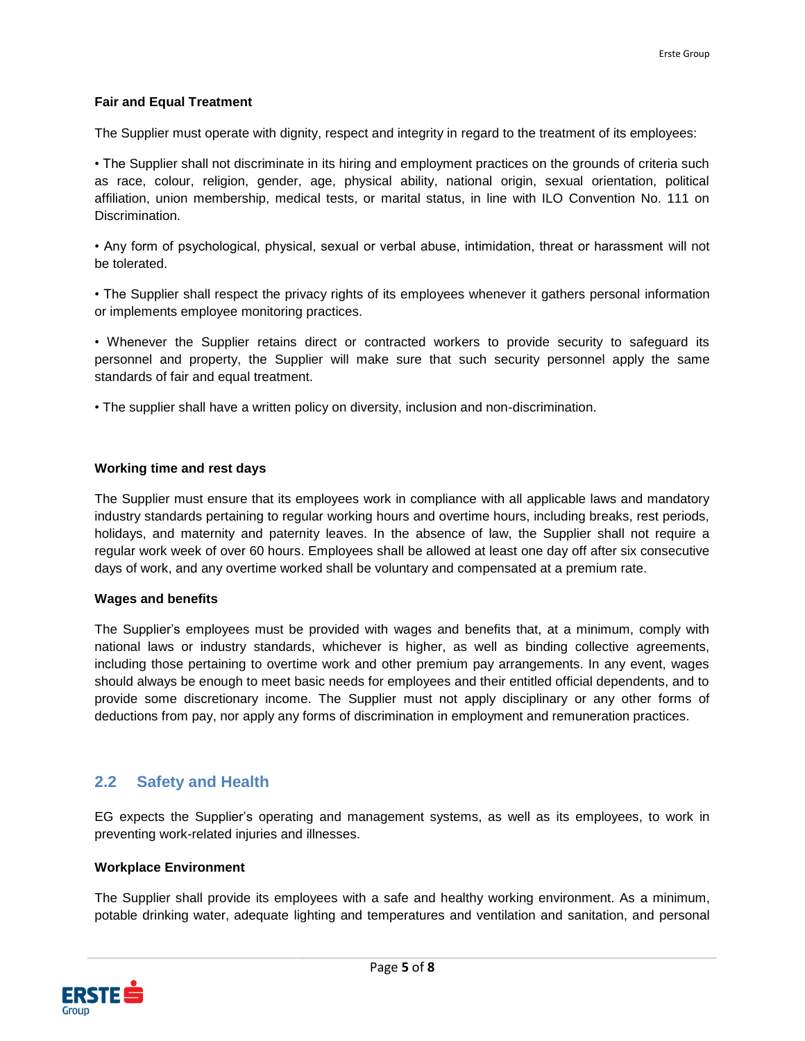**Fair and Equal Treatment**

The Supplier must operate with dignity, respect and integrity in regard to the treatment of its employees:

• The Supplier shall not discriminate in its hiring and employment practices on the grounds of criteria such as race, colour, religion, gender, age, physical ability, national origin, sexual orientation, political affiliation, union membership, medical tests, or marital status, in line with ILO Convention No. 111 on Discrimination.

• Any form of psychological, physical, sexual or verbal abuse, intimidation, threat or harassment will not be tolerated.

• The Supplier shall respect the privacy rights of its employees whenever it gathers personal information or implements employee monitoring practices.

• Whenever the Supplier retains direct or contracted workers to provide security to safeguard its personnel and property, the Supplier will make sure that such security personnel apply the same standards of fair and equal treatment.

• The supplier shall have a written policy on diversity, inclusion and non-discrimination.

**Working time and rest days**

The Supplier must ensure that its employees work in compliance with all applicable laws and mandatory industry standards pertaining to regular working hours and overtime hours, including breaks, rest periods, holidays, and maternity and paternity leaves. In the absence of law, the Supplier shall not require a regular work week of over 60 hours. Employees shall be allowed at least one day off after six consecutive days of work, and any overtime worked shall be voluntary and compensated at a premium rate.

**Wages and benefits**

The Supplier's employees must be provided with wages and benefits that, at a minimum, comply with national laws or industry standards, whichever is higher, as well as binding collective agreements, including those pertaining to overtime work and other premium pay arrangements. In any event, wages should always be enough to meet basic needs for employees and their entitled official dependents, and to provide some discretionary income. The Supplier must not apply disciplinary or any other forms of deductions from pay, nor apply any forms of discrimination in employment and remuneration practices.

## 2.2 Safety and Health

EG expects the Supplier's operating and management systems, as well as its employees, to work in preventing work-related injuries and illnesses.

**Workplace Environment**

The Supplier shall provide its employees with a safe and healthy working environment. As a minimum, potable drinking water, adequate lighting and temperatures and ventilation and sanitation, and personal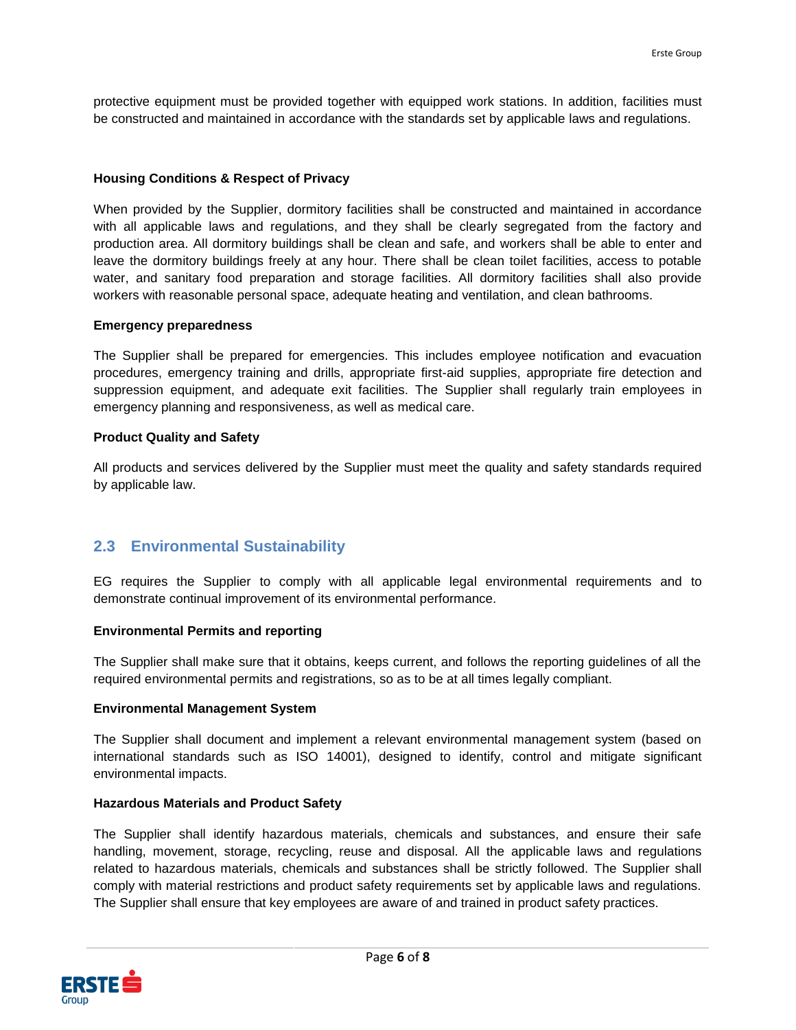protective equipment must be provided together with equipped work stations. In addition, facilities must be constructed and maintained in accordance with the standards set by applicable laws and regulations.

**Housing Conditions & Respect of Privacy**

When provided by the Supplier, dormitory facilities shall be constructed and maintained in accordance with all applicable laws and regulations, and they shall be clearly segregated from the factory and production area. All dormitory buildings shall be clean and safe, and workers shall be able to enter and leave the dormitory buildings freely at any hour. There shall be clean toilet facilities, access to potable water, and sanitary food preparation and storage facilities. All dormitory facilities shall also provide workers with reasonable personal space, adequate heating and ventilation, and clean bathrooms.

**Emergency preparedness**

The Supplier shall be prepared for emergencies. This includes employee notification and evacuation procedures, emergency training and drills, appropriate first-aid supplies, appropriate fire detection and suppression equipment, and adequate exit facilities. The Supplier shall regularly train employees in emergency planning and responsiveness, as well as medical care.

**Product Quality and Safety**

All products and services delivered by the Supplier must meet the quality and safety standards required by applicable law.

## 2.3 Environmental Sustainability

EG requires the Supplier to comply with all applicable legal environmental requirements and to demonstrate continual improvement of its environmental performance.

**Environmental Permits and reporting**

The Supplier shall make sure that it obtains, keeps current, and follows the reporting guidelines of all the required environmental permits and registrations, so as to be at all times legally compliant.

**Environmental Management System**

The Supplier shall document and implement a relevant environmental management system (based on international standards such as ISO 14001), designed to identify, control and mitigate significant environmental impacts.

**Hazardous Materials and Product Safety**

The Supplier shall identify hazardous materials, chemicals and substances, and ensure their safe handling, movement, storage, recycling, reuse and disposal. All the applicable laws and regulations related to hazardous materials, chemicals and substances shall be strictly followed. The Supplier shall comply with material restrictions and product safety requirements set by applicable laws and regulations. The Supplier shall ensure that key employees are aware of and trained in product safety practices.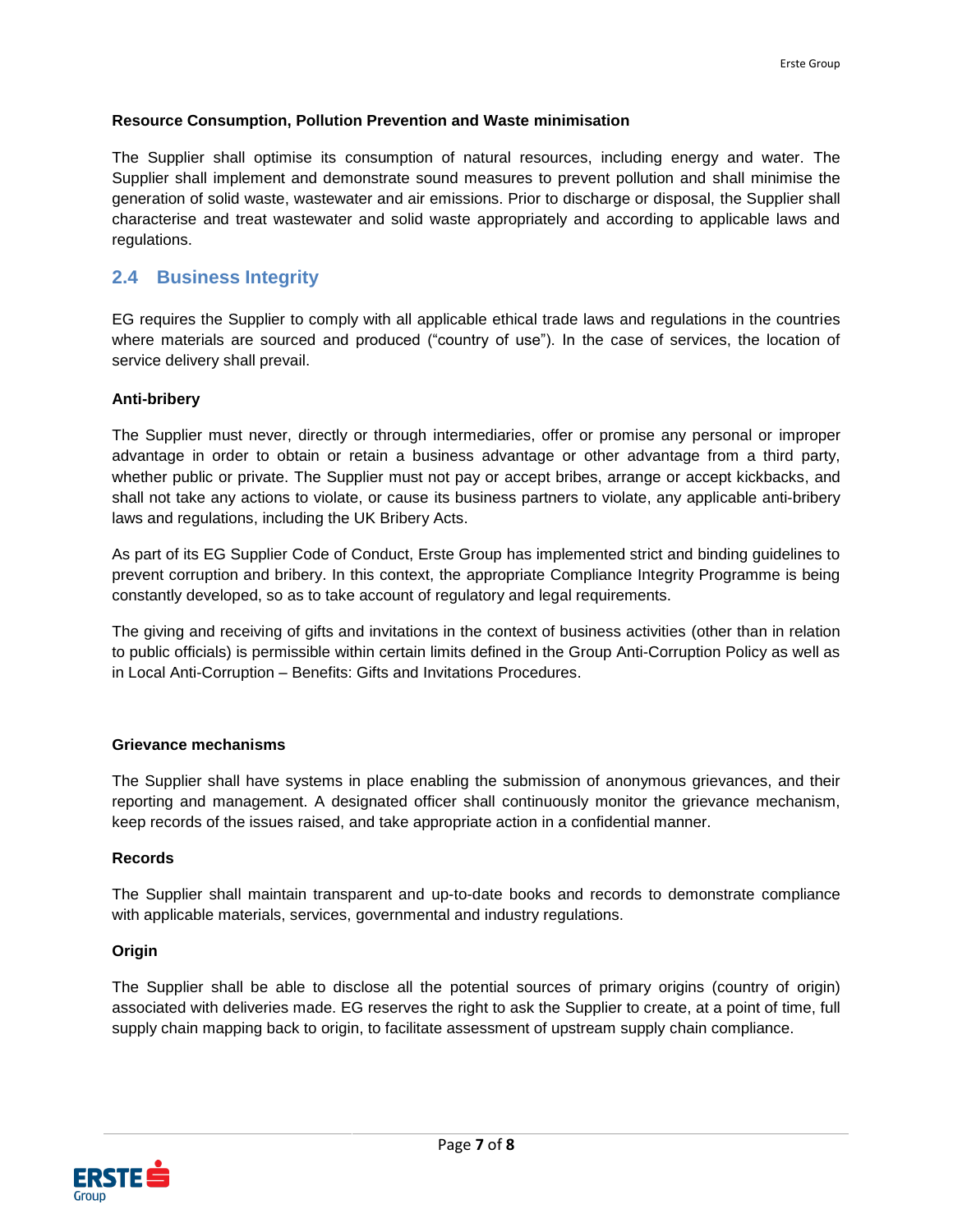**Resource Consumption, Pollution Prevention and Waste minimisation**

The Supplier shall optimise its consumption of natural resources, including energy and water. The Supplier shall implement and demonstrate sound measures to prevent pollution and shall minimise the generation of solid waste, wastewater and air emissions. Prior to discharge or disposal, the Supplier shall characterise and treat wastewater and solid waste appropriately and according to applicable laws and regulations.

## 2.4 Business Integrity

EG requires the Supplier to comply with all applicable ethical trade laws and regulations in the countries where materials are sourced and produced ("country of use"). In the case of services, the location of service delivery shall prevail.

**Anti-bribery**

The Supplier must never, directly or through intermediaries, offer or promise any personal or improper advantage in order to obtain or retain a business advantage or other advantage from a third party, whether public or private. The Supplier must not pay or accept bribes, arrange or accept kickbacks, and shall not take any actions to violate, or cause its business partners to violate, any applicable anti-bribery laws and regulations, including the UK Bribery Acts.

As part of its EG Supplier Code of Conduct, Erste Group has implemented strict and binding guidelines to prevent corruption and bribery. In this context, the appropriate Compliance Integrity Programme is being constantly developed, so as to take account of regulatory and legal requirements.

The giving and receiving of gifts and invitations in the context of business activities (other than in relation to public officials) is permissible within certain limits defined in the Group Anti-Corruption Policy as well as in Local Anti-Corruption – Benefits: Gifts and Invitations Procedures.

**Grievance mechanisms**

The Supplier shall have systems in place enabling the submission of anonymous grievances, and their reporting and management. A designated officer shall continuously monitor the grievance mechanism, keep records of the issues raised, and take appropriate action in a confidential manner.

**Records**

The Supplier shall maintain transparent and up-to-date books and records to demonstrate compliance with applicable materials, services, governmental and industry regulations.

**Origin**

The Supplier shall be able to disclose all the potential sources of primary origins (country of origin) associated with deliveries made. EG reserves the right to ask the Supplier to create, at a point of time, full supply chain mapping back to origin, to facilitate assessment of upstream supply chain compliance.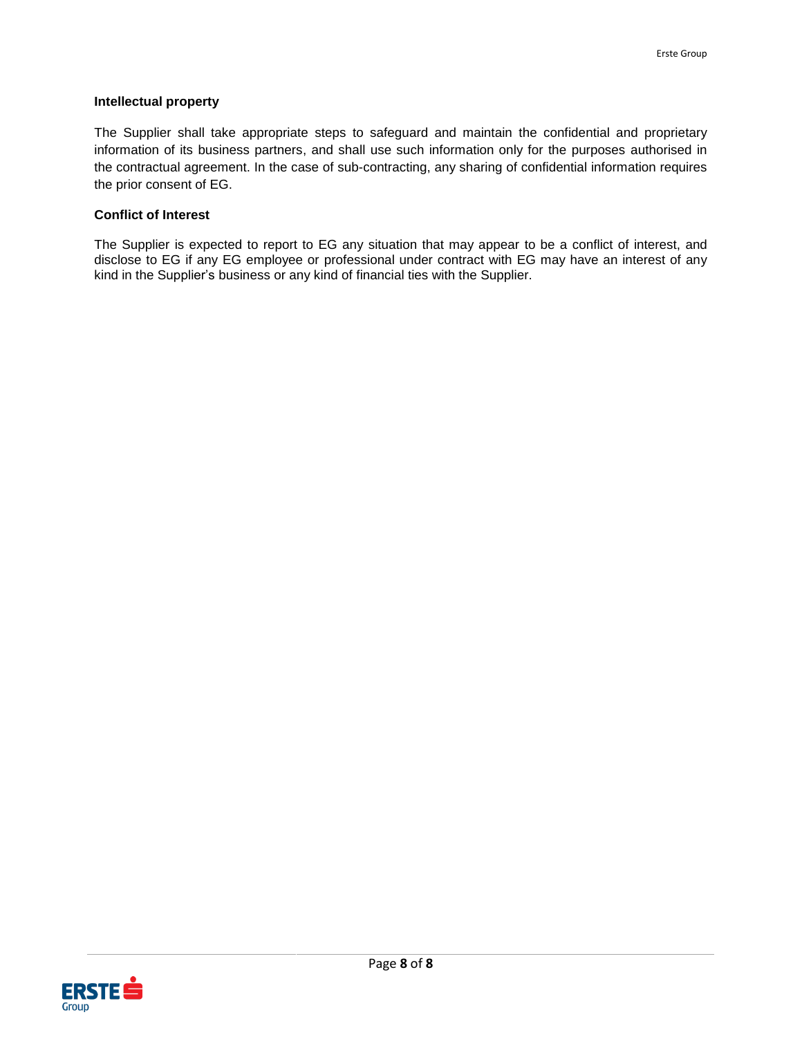### Intellectual property

The Supplier shall take appropriate steps to safeguard and maintain the confidential and proprietary information of its business partners, and shall use such information only for the purposes authorised in the contractual agreement. In the case of sub-contracting, any sharing of confidential information requires the prior consent of EG.

### Conflict of Interest

The Supplier is expected to report to EG any situation that may appear to be a conflict of interest, and disclose to EG if any EG employee or professional under contract with EG may have an interest of any kind in the Supplier's business or any kind of financial ties with the Supplier.